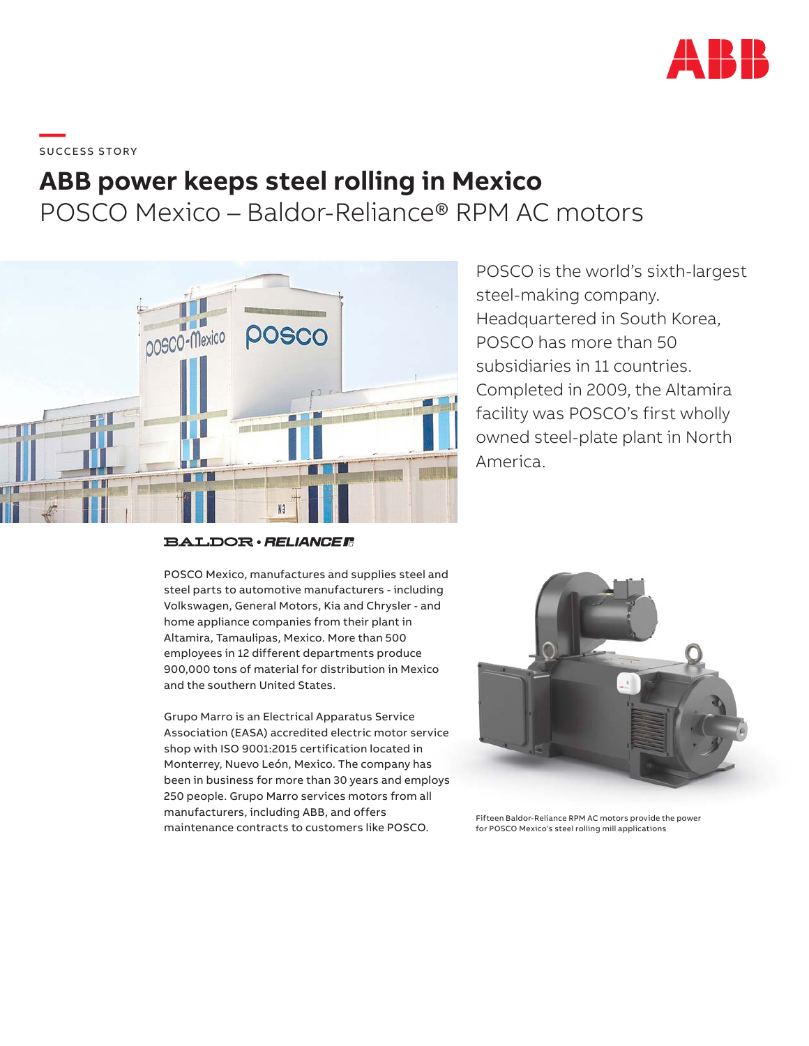SUCCESS STORY

# ABB power keeps steel rolling in Mexico

## POSCO Mexico – Baldor-Reliance® RPM AC motors

POSCO is the world's sixth-largest steel-making company. Headquartered in South Korea, POSCO has more than 50 subsidiaries in 11 countries. Completed in 2009, the Altamira facility was POSCO's first wholly owned steel-plate plant in North America.

POSCO Mexico, manufactures and supplies steel and steel parts to automotive manufacturers - including Volkswagen, General Motors, Kia and Chrysler - and home appliance companies from their plant in Altamira, Tamaulipas, Mexico. More than 500 employees in 12 different departments produce 900,000 tons of material for distribution in Mexico and the southern United States.

Grupo Marro is an Electrical Apparatus Service Association (EASA) accredited electric motor service shop with ISO 9001:2015 certification located in Monterrey, Nuevo León, Mexico. The company has been in business for more than 30 years and employs 250 people. Grupo Marro services motors from all manufacturers, including ABB, and offers maintenance contracts to customers like POSCO.

Fifteen Baldor-Reliance RPM AC motors provide the power for POSCO Mexico's steel rolling mill applications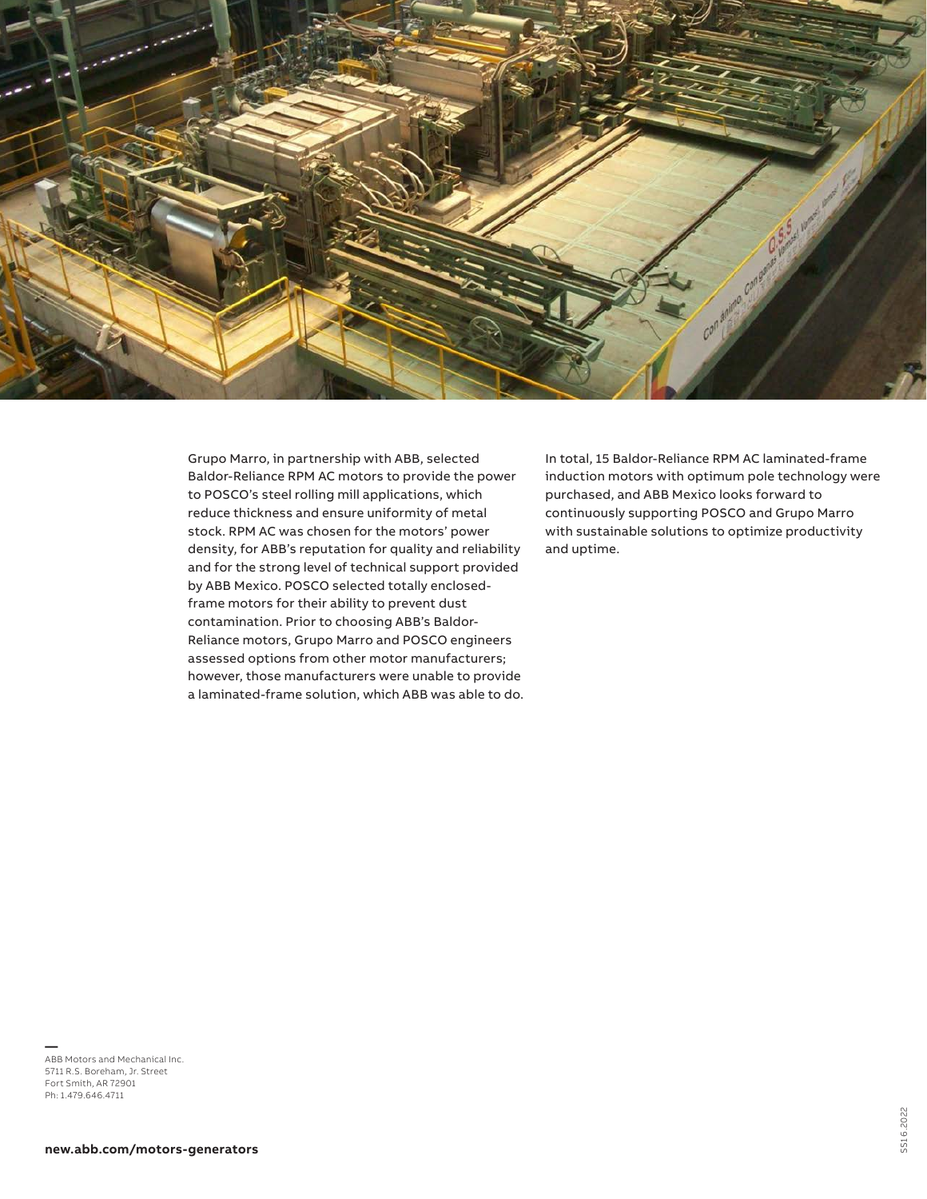Grupo Marro, in partnership with ABB, selected Baldor-Reliance RPM AC motors to provide the power to POSCO's steel rolling mill applications, which reduce thickness and ensure uniformity of metal stock. RPM AC was chosen for the motors' power density, for ABB's reputation for quality and reliability and for the strong level of technical support provided by ABB Mexico. POSCO selected totally enclosed-frame motors for their ability to prevent dust contamination. Prior to choosing ABB's Baldor-Reliance motors, Grupo Marro and POSCO engineers assessed options from other motor manufacturers; however, those manufacturers were unable to provide a laminated-frame solution, which ABB was able to do.

In total, 15 Baldor-Reliance RPM AC laminated-frame induction motors with optimum pole technology were purchased, and ABB Mexico looks forward to continuously supporting POSCO and Grupo Marro with sustainable solutions to optimize productivity and uptime.

—
ABB Motors and Mechanical Inc.
5711 R.S. Boreham, Jr. Street
Fort Smith, AR 72901
Ph: 1.479.646.4711

**new.abb.com/motors-generators**

SS16 2022